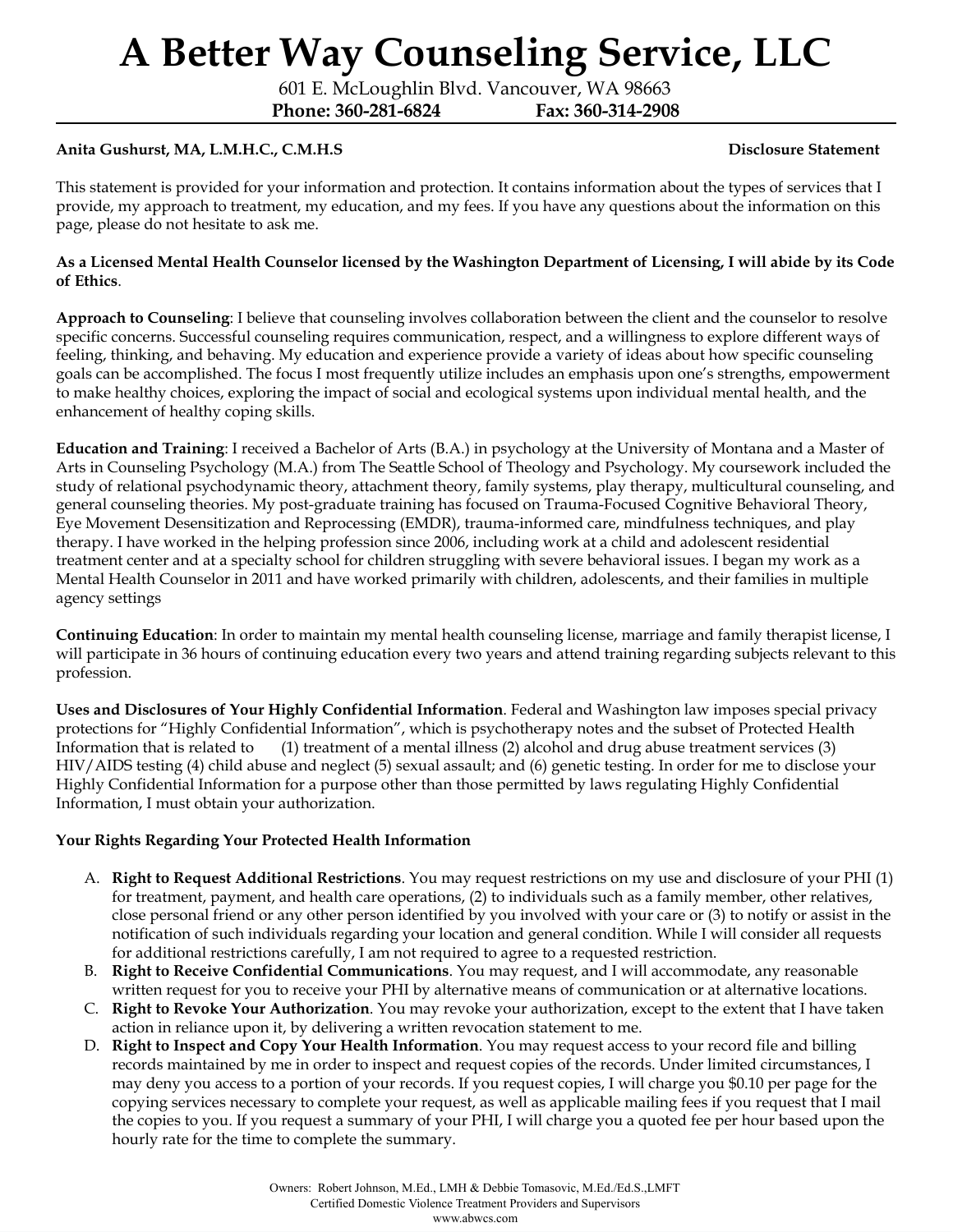# A Better Way Counseling Service, LLC

601 E. McLoughlin Blvd. Vancouver, WA 98663

**Phone: 360-281-6824** **Fax: 360-314-2908**

**Anita Gushurst, MA, L.M.H.C., C.M.H.S** **Disclosure Statement**

This statement is provided for your information and protection. It contains information about the types of services that I provide, my approach to treatment, my education, and my fees. If you have any questions about the information on this page, please do not hesitate to ask me.

**As a Licensed Mental Health Counselor licensed by the Washington Department of Licensing, I will abide by its Code of Ethics**.

**Approach to Counseling**: I believe that counseling involves collaboration between the client and the counselor to resolve specific concerns. Successful counseling requires communication, respect, and a willingness to explore different ways of feeling, thinking, and behaving. My education and experience provide a variety of ideas about how specific counseling goals can be accomplished. The focus I most frequently utilize includes an emphasis upon one's strengths, empowerment to make healthy choices, exploring the impact of social and ecological systems upon individual mental health, and the enhancement of healthy coping skills.

**Education and Training**: I received a Bachelor of Arts (B.A.) in psychology at the University of Montana and a Master of Arts in Counseling Psychology (M.A.) from The Seattle School of Theology and Psychology. My coursework included the study of relational psychodynamic theory, attachment theory, family systems, play therapy, multicultural counseling, and general counseling theories. My post-graduate training has focused on Trauma-Focused Cognitive Behavioral Theory, Eye Movement Desensitization and Reprocessing (EMDR), trauma-informed care, mindfulness techniques, and play therapy. I have worked in the helping profession since 2006, including work at a child and adolescent residential treatment center and at a specialty school for children struggling with severe behavioral issues. I began my work as a Mental Health Counselor in 2011 and have worked primarily with children, adolescents, and their families in multiple agency settings

**Continuing Education**: In order to maintain my mental health counseling license, marriage and family therapist license, I will participate in 36 hours of continuing education every two years and attend training regarding subjects relevant to this profession.

**Uses and Disclosures of Your Highly Confidential Information**. Federal and Washington law imposes special privacy protections for "Highly Confidential Information", which is psychotherapy notes and the subset of Protected Health Information that is related to (1) treatment of a mental illness (2) alcohol and drug abuse treatment services (3) HIV/AIDS testing (4) child abuse and neglect (5) sexual assault; and (6) genetic testing. In order for me to disclose your Highly Confidential Information for a purpose other than those permitted by laws regulating Highly Confidential Information, I must obtain your authorization.

**Your Rights Regarding Your Protected Health Information**

A. **Right to Request Additional Restrictions**. You may request restrictions on my use and disclosure of your PHI (1) for treatment, payment, and health care operations, (2) to individuals such as a family member, other relatives, close personal friend or any other person identified by you involved with your care or (3) to notify or assist in the notification of such individuals regarding your location and general condition. While I will consider all requests for additional restrictions carefully, I am not required to agree to a requested restriction.
B. **Right to Receive Confidential Communications**. You may request, and I will accommodate, any reasonable written request for you to receive your PHI by alternative means of communication or at alternative locations.
C. **Right to Revoke Your Authorization**. You may revoke your authorization, except to the extent that I have taken action in reliance upon it, by delivering a written revocation statement to me.
D. **Right to Inspect and Copy Your Health Information**. You may request access to your record file and billing records maintained by me in order to inspect and request copies of the records. Under limited circumstances, I may deny you access to a portion of your records. If you request copies, I will charge you $0.10 per page for the copying services necessary to complete your request, as well as applicable mailing fees if you request that I mail the copies to you. If you request a summary of your PHI, I will charge you a quoted fee per hour based upon the hourly rate for the time to complete the summary.

Owners: Robert Johnson, M.Ed., LMH & Debbie Tomasovic, M.Ed./Ed.S.,LMFT
Certified Domestic Violence Treatment Providers and Supervisors
www.abwcs.com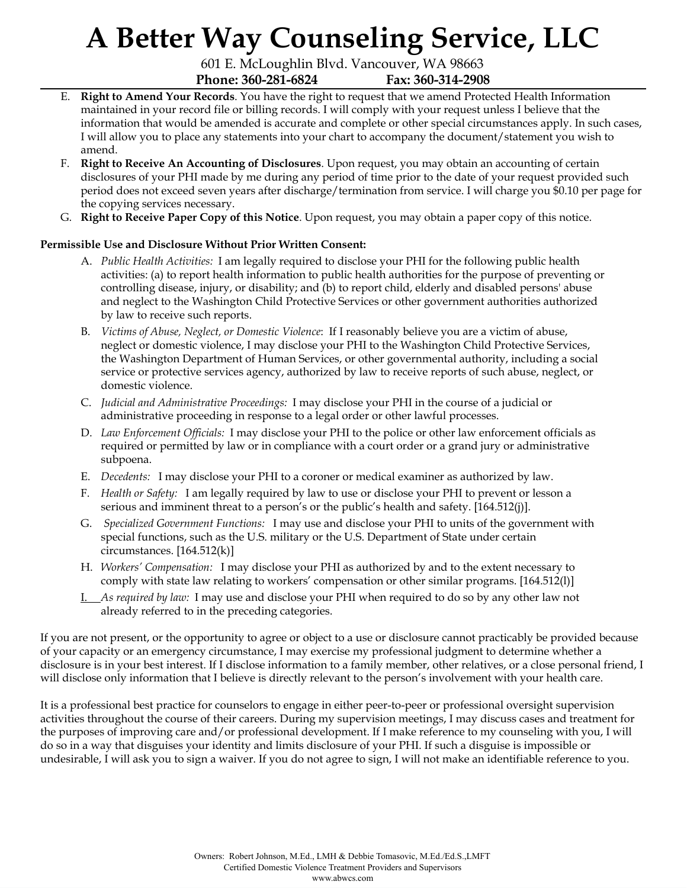E. **Right to Amend Your Records**. You have the right to request that we amend Protected Health Information maintained in your record file or billing records. I will comply with your request unless I believe that the information that would be amended is accurate and complete or other special circumstances apply. In such cases, I will allow you to place any statements into your chart to accompany the document/statement you wish to amend.

F. **Right to Receive An Accounting of Disclosures**. Upon request, you may obtain an accounting of certain disclosures of your PHI made by me during any period of time prior to the date of your request provided such period does not exceed seven years after discharge/termination from service. I will charge you $0.10 per page for the copying services necessary.

G. **Right to Receive Paper Copy of this Notice**. Upon request, you may obtain a paper copy of this notice.

**Permissible Use and Disclosure Without Prior Written Consent:**

A. *Public Health Activities:* I am legally required to disclose your PHI for the following public health activities: (a) to report health information to public health authorities for the purpose of preventing or controlling disease, injury, or disability; and (b) to report child, elderly and disabled persons' abuse and neglect to the Washington Child Protective Services or other government authorities authorized by law to receive such reports.

B. *Victims of Abuse, Neglect, or Domestic Violence*: If I reasonably believe you are a victim of abuse, neglect or domestic violence, I may disclose your PHI to the Washington Child Protective Services, the Washington Department of Human Services, or other governmental authority, including a social service or protective services agency, authorized by law to receive reports of such abuse, neglect, or domestic violence.

C. *Judicial and Administrative Proceedings:* I may disclose your PHI in the course of a judicial or administrative proceeding in response to a legal order or other lawful processes.

D. *Law Enforcement Officials:* I may disclose your PHI to the police or other law enforcement officials as required or permitted by law or in compliance with a court order or a grand jury or administrative subpoena.

E. *Decedents:* I may disclose your PHI to a coroner or medical examiner as authorized by law.

F. *Health or Safety:* I am legally required by law to use or disclose your PHI to prevent or lesson a serious and imminent threat to a person's or the public's health and safety. [164.512(j)].

G. *Specialized Government Functions:* I may use and disclose your PHI to units of the government with special functions, such as the U.S. military or the U.S. Department of State under certain circumstances. [164.512(k)]

H. *Workers' Compensation:* I may disclose your PHI as authorized by and to the extent necessary to comply with state law relating to workers' compensation or other similar programs. [164.512(l)]

I. *As required by law:* I may use and disclose your PHI when required to do so by any other law not already referred to in the preceding categories.

If you are not present, or the opportunity to agree or object to a use or disclosure cannot practicably be provided because of your capacity or an emergency circumstance, I may exercise my professional judgment to determine whether a disclosure is in your best interest. If I disclose information to a family member, other relatives, or a close personal friend, I will disclose only information that I believe is directly relevant to the person's involvement with your health care.

It is a professional best practice for counselors to engage in either peer-to-peer or professional oversight supervision activities throughout the course of their careers. During my supervision meetings, I may discuss cases and treatment for the purposes of improving care and/or professional development. If I make reference to my counseling with you, I will do so in a way that disguises your identity and limits disclosure of your PHI. If such a disguise is impossible or undesirable, I will ask you to sign a waiver. If you do not agree to sign, I will not make an identifiable reference to you.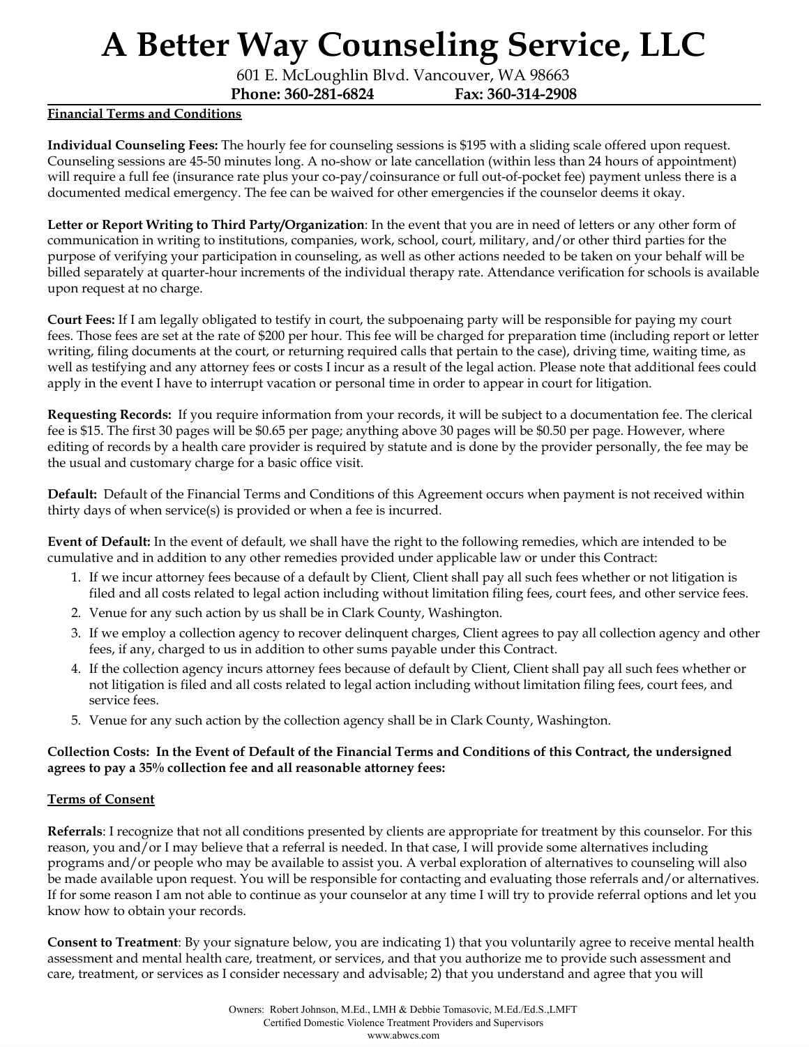# A Better Way Counseling Service, LLC

601 E. McLoughlin Blvd. Vancouver, WA 98663

**Phone: 360-281-6824 Fax: 360-314-2908**

## Financial Terms and Conditions

**Individual Counseling Fees:** The hourly fee for counseling sessions is $195 with a sliding scale offered upon request. Counseling sessions are 45-50 minutes long. A no-show or late cancellation (within less than 24 hours of appointment) will require a full fee (insurance rate plus your co-pay/coinsurance or full out-of-pocket fee) payment unless there is a documented medical emergency. The fee can be waived for other emergencies if the counselor deems it okay.

**Letter or Report Writing to Third Party/Organization**: In the event that you are in need of letters or any other form of communication in writing to institutions, companies, work, school, court, military, and/or other third parties for the purpose of verifying your participation in counseling, as well as other actions needed to be taken on your behalf will be billed separately at quarter-hour increments of the individual therapy rate. Attendance verification for schools is available upon request at no charge.

**Court Fees:** If I am legally obligated to testify in court, the subpoenaing party will be responsible for paying my court fees. Those fees are set at the rate of $200 per hour. This fee will be charged for preparation time (including report or letter writing, filing documents at the court, or returning required calls that pertain to the case), driving time, waiting time, as well as testifying and any attorney fees or costs I incur as a result of the legal action. Please note that additional fees could apply in the event I have to interrupt vacation or personal time in order to appear in court for litigation.

**Requesting Records:** If you require information from your records, it will be subject to a documentation fee. The clerical fee is $15. The first 30 pages will be $0.65 per page; anything above 30 pages will be $0.50 per page. However, where editing of records by a health care provider is required by statute and is done by the provider personally, the fee may be the usual and customary charge for a basic office visit.

**Default:** Default of the Financial Terms and Conditions of this Agreement occurs when payment is not received within thirty days of when service(s) is provided or when a fee is incurred.

**Event of Default:** In the event of default, we shall have the right to the following remedies, which are intended to be cumulative and in addition to any other remedies provided under applicable law or under this Contract:

1. If we incur attorney fees because of a default by Client, Client shall pay all such fees whether or not litigation is filed and all costs related to legal action including without limitation filing fees, court fees, and other service fees.
2. Venue for any such action by us shall be in Clark County, Washington.
3. If we employ a collection agency to recover delinquent charges, Client agrees to pay all collection agency and other fees, if any, charged to us in addition to other sums payable under this Contract.
4. If the collection agency incurs attorney fees because of default by Client, Client shall pay all such fees whether or not litigation is filed and all costs related to legal action including without limitation filing fees, court fees, and service fees.
5. Venue for any such action by the collection agency shall be in Clark County, Washington.

**Collection Costs: In the Event of Default of the Financial Terms and Conditions of this Contract, the undersigned agrees to pay a 35% collection fee and all reasonable attorney fees:**

## Terms of Consent

**Referrals**: I recognize that not all conditions presented by clients are appropriate for treatment by this counselor. For this reason, you and/or I may believe that a referral is needed. In that case, I will provide some alternatives including programs and/or people who may be available to assist you. A verbal exploration of alternatives to counseling will also be made available upon request. You will be responsible for contacting and evaluating those referrals and/or alternatives. If for some reason I am not able to continue as your counselor at any time I will try to provide referral options and let you know how to obtain your records.

**Consent to Treatment**: By your signature below, you are indicating 1) that you voluntarily agree to receive mental health assessment and mental health care, treatment, or services, and that you authorize me to provide such assessment and care, treatment, or services as I consider necessary and advisable; 2) that you understand and agree that you will

Owners: Robert Johnson, M.Ed., LMH & Debbie Tomasovic, M.Ed./Ed.S.,LMFT
Certified Domestic Violence Treatment Providers and Supervisors
www.abwcs.com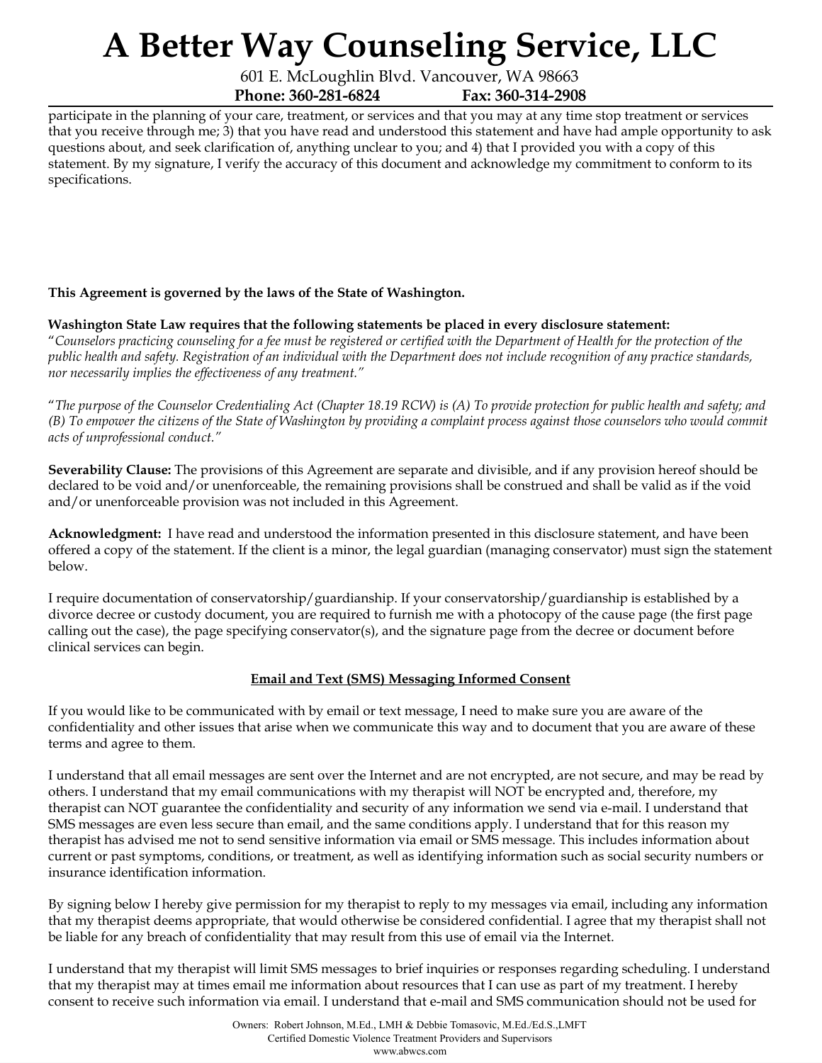participate in the planning of your care, treatment, or services and that you may at any time stop treatment or services that you receive through me; 3) that you have read and understood this statement and have had ample opportunity to ask questions about, and seek clarification of, anything unclear to you; and 4) that I provided you with a copy of this statement. By my signature, I verify the accuracy of this document and acknowledge my commitment to conform to its specifications.

**This Agreement is governed by the laws of the State of Washington.**

**Washington State Law requires that the following statements be placed in every disclosure statement:**
"*Counselors practicing counseling for a fee must be registered or certified with the Department of Health for the protection of the public health and safety. Registration of an individual with the Department does not include recognition of any practice standards, nor necessarily implies the effectiveness of any treatment.*"

"*The purpose of the Counselor Credentialing Act (Chapter 18.19 RCW) is (A) To provide protection for public health and safety; and (B) To empower the citizens of the State of Washington by providing a complaint process against those counselors who would commit acts of unprofessional conduct.*"

**Severability Clause:** The provisions of this Agreement are separate and divisible, and if any provision hereof should be declared to be void and/or unenforceable, the remaining provisions shall be construed and shall be valid as if the void and/or unenforceable provision was not included in this Agreement.

**Acknowledgment:** I have read and understood the information presented in this disclosure statement, and have been offered a copy of the statement. If the client is a minor, the legal guardian (managing conservator) must sign the statement below.

I require documentation of conservatorship/guardianship. If your conservatorship/guardianship is established by a divorce decree or custody document, you are required to furnish me with a photocopy of the cause page (the first page calling out the case), the page specifying conservator(s), and the signature page from the decree or document before clinical services can begin.

## Email and Text (SMS) Messaging Informed Consent

If you would like to be communicated with by email or text message, I need to make sure you are aware of the confidentiality and other issues that arise when we communicate this way and to document that you are aware of these terms and agree to them.

I understand that all email messages are sent over the Internet and are not encrypted, are not secure, and may be read by others. I understand that my email communications with my therapist will NOT be encrypted and, therefore, my therapist can NOT guarantee the confidentiality and security of any information we send via e-mail. I understand that SMS messages are even less secure than email, and the same conditions apply. I understand that for this reason my therapist has advised me not to send sensitive information via email or SMS message. This includes information about current or past symptoms, conditions, or treatment, as well as identifying information such as social security numbers or insurance identification information.

By signing below I hereby give permission for my therapist to reply to my messages via email, including any information that my therapist deems appropriate, that would otherwise be considered confidential. I agree that my therapist shall not be liable for any breach of confidentiality that may result from this use of email via the Internet.

I understand that my therapist will limit SMS messages to brief inquiries or responses regarding scheduling. I understand that my therapist may at times email me information about resources that I can use as part of my treatment. I hereby consent to receive such information via email. I understand that e-mail and SMS communication should not be used for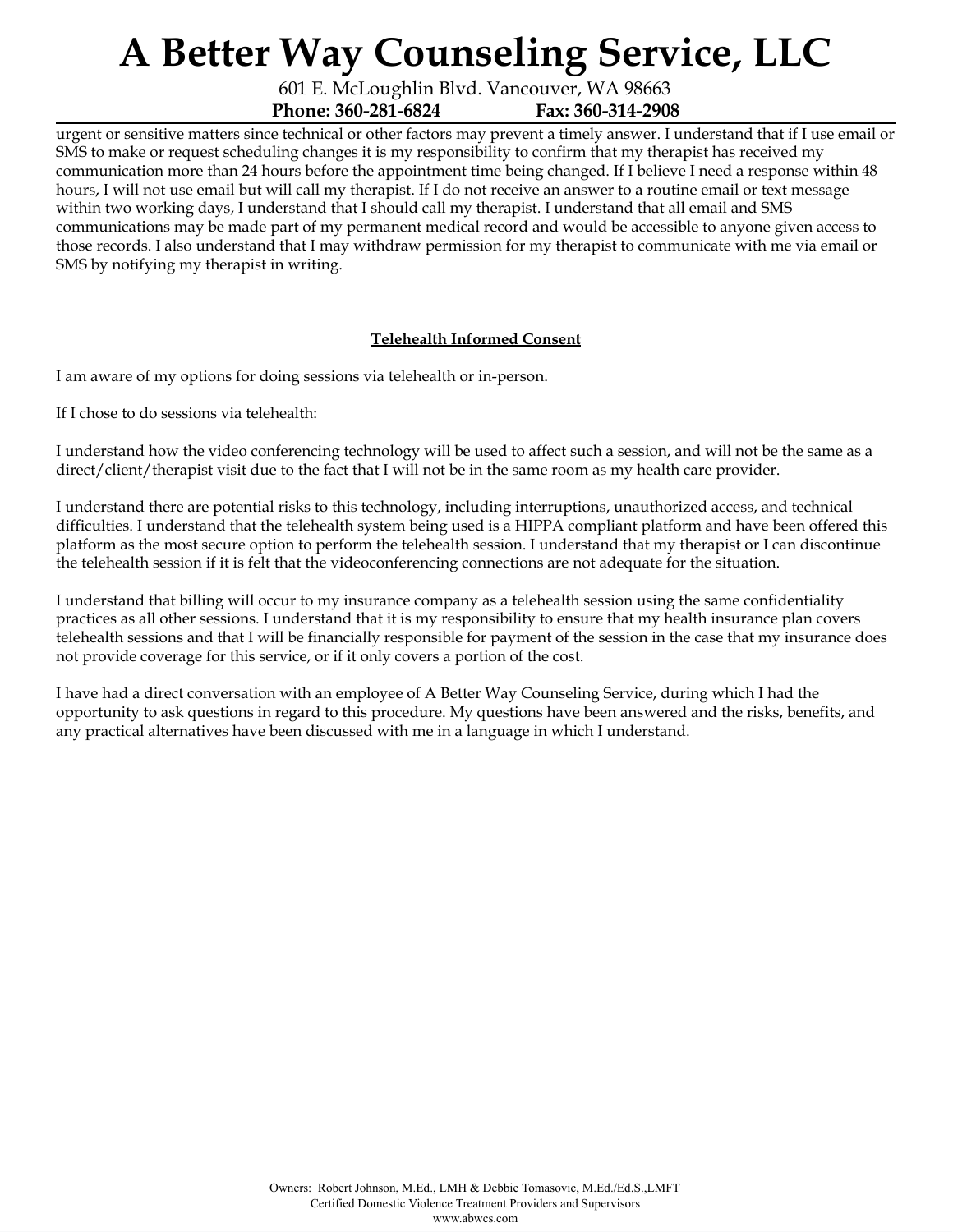urgent or sensitive matters since technical or other factors may prevent a timely answer. I understand that if I use email or SMS to make or request scheduling changes it is my responsibility to confirm that my therapist has received my communication more than 24 hours before the appointment time being changed. If I believe I need a response within 48 hours, I will not use email but will call my therapist. If I do not receive an answer to a routine email or text message within two working days, I understand that I should call my therapist. I understand that all email and SMS communications may be made part of my permanent medical record and would be accessible to anyone given access to those records. I also understand that I may withdraw permission for my therapist to communicate with me via email or SMS by notifying my therapist in writing.

## Telehealth Informed Consent

I am aware of my options for doing sessions via telehealth or in-person.

If I chose to do sessions via telehealth:

I understand how the video conferencing technology will be used to affect such a session, and will not be the same as a direct/client/therapist visit due to the fact that I will not be in the same room as my health care provider.

I understand there are potential risks to this technology, including interruptions, unauthorized access, and technical difficulties. I understand that the telehealth system being used is a HIPPA compliant platform and have been offered this platform as the most secure option to perform the telehealth session. I understand that my therapist or I can discontinue the telehealth session if it is felt that the videoconferencing connections are not adequate for the situation.

I understand that billing will occur to my insurance company as a telehealth session using the same confidentiality practices as all other sessions. I understand that it is my responsibility to ensure that my health insurance plan covers telehealth sessions and that I will be financially responsible for payment of the session in the case that my insurance does not provide coverage for this service, or if it only covers a portion of the cost.

I have had a direct conversation with an employee of A Better Way Counseling Service, during which I had the opportunity to ask questions in regard to this procedure. My questions have been answered and the risks, benefits, and any practical alternatives have been discussed with me in a language in which I understand.